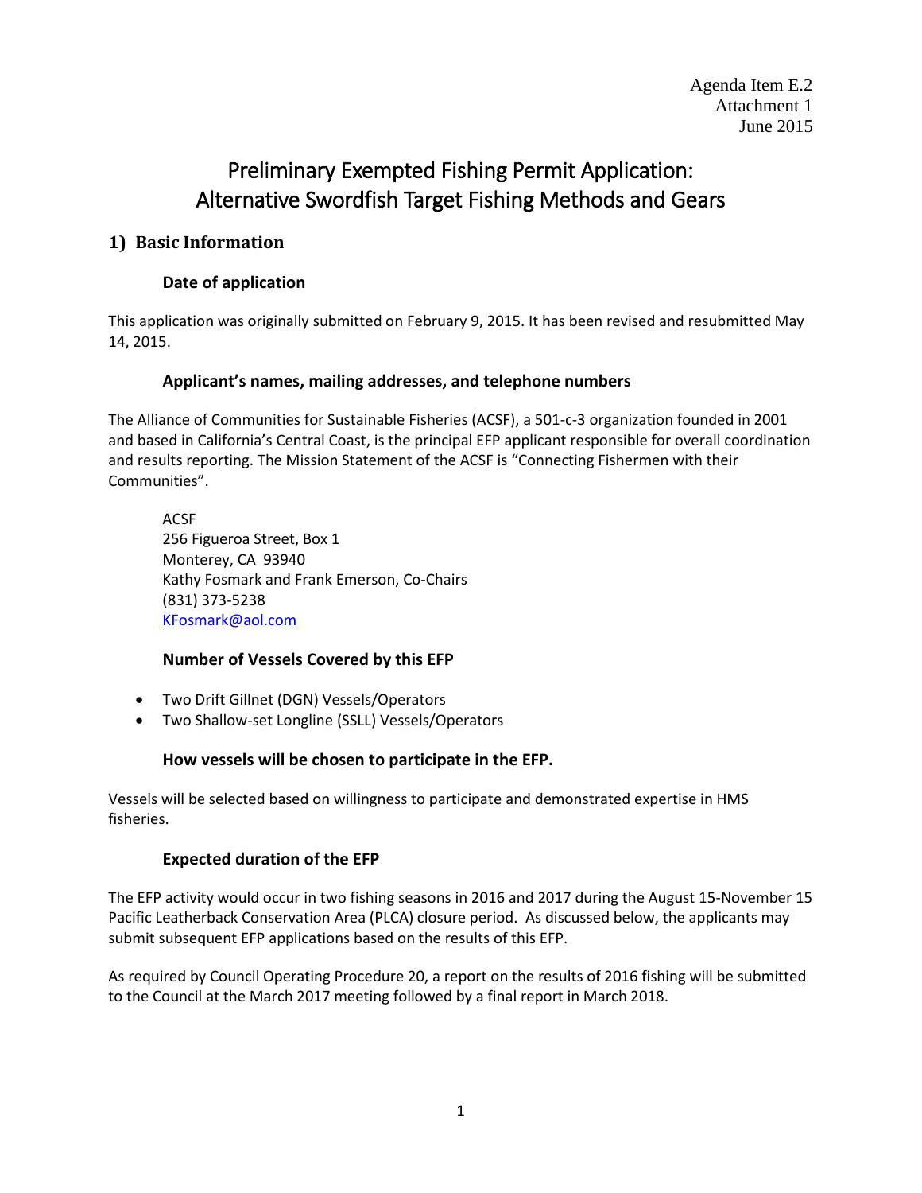Agenda Item E.2
Attachment 1
June 2015

# Preliminary Exempted Fishing Permit Application: Alternative Swordfish Target Fishing Methods and Gears

## 1) Basic Information

### Date of application

This application was originally submitted on February 9, 2015. It has been revised and resubmitted May 14, 2015.

### Applicant's names, mailing addresses, and telephone numbers

The Alliance of Communities for Sustainable Fisheries (ACSF), a 501-c-3 organization founded in 2001 and based in California's Central Coast, is the principal EFP applicant responsible for overall coordination and results reporting. The Mission Statement of the ACSF is "Connecting Fishermen with their Communities".

ACSF
256 Figueroa Street, Box 1
Monterey, CA 93940
Kathy Fosmark and Frank Emerson, Co-Chairs
(831) 373-5238
KFosmark@aol.com

### Number of Vessels Covered by this EFP

- Two Drift Gillnet (DGN) Vessels/Operators
- Two Shallow-set Longline (SSLL) Vessels/Operators

### How vessels will be chosen to participate in the EFP.

Vessels will be selected based on willingness to participate and demonstrated expertise in HMS fisheries.

### Expected duration of the EFP

The EFP activity would occur in two fishing seasons in 2016 and 2017 during the August 15-November 15 Pacific Leatherback Conservation Area (PLCA) closure period. As discussed below, the applicants may submit subsequent EFP applications based on the results of this EFP.

As required by Council Operating Procedure 20, a report on the results of 2016 fishing will be submitted to the Council at the March 2017 meeting followed by a final report in March 2018.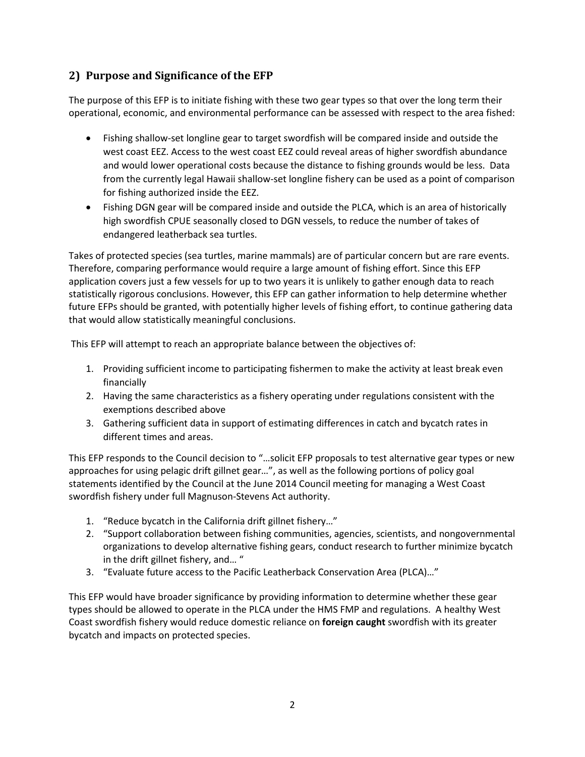## 2) Purpose and Significance of the EFP

The purpose of this EFP is to initiate fishing with these two gear types so that over the long term their operational, economic, and environmental performance can be assessed with respect to the area fished:

- Fishing shallow-set longline gear to target swordfish will be compared inside and outside the west coast EEZ. Access to the west coast EEZ could reveal areas of higher swordfish abundance and would lower operational costs because the distance to fishing grounds would be less. Data from the currently legal Hawaii shallow-set longline fishery can be used as a point of comparison for fishing authorized inside the EEZ.
- Fishing DGN gear will be compared inside and outside the PLCA, which is an area of historically high swordfish CPUE seasonally closed to DGN vessels, to reduce the number of takes of endangered leatherback sea turtles.

Takes of protected species (sea turtles, marine mammals) are of particular concern but are rare events. Therefore, comparing performance would require a large amount of fishing effort. Since this EFP application covers just a few vessels for up to two years it is unlikely to gather enough data to reach statistically rigorous conclusions. However, this EFP can gather information to help determine whether future EFPs should be granted, with potentially higher levels of fishing effort, to continue gathering data that would allow statistically meaningful conclusions.

This EFP will attempt to reach an appropriate balance between the objectives of:

1. Providing sufficient income to participating fishermen to make the activity at least break even financially
2. Having the same characteristics as a fishery operating under regulations consistent with the exemptions described above
3. Gathering sufficient data in support of estimating differences in catch and bycatch rates in different times and areas.

This EFP responds to the Council decision to "…solicit EFP proposals to test alternative gear types or new approaches for using pelagic drift gillnet gear…", as well as the following portions of policy goal statements identified by the Council at the June 2014 Council meeting for managing a West Coast swordfish fishery under full Magnuson-Stevens Act authority.

1. "Reduce bycatch in the California drift gillnet fishery…"
2. "Support collaboration between fishing communities, agencies, scientists, and nongovernmental organizations to develop alternative fishing gears, conduct research to further minimize bycatch in the drift gillnet fishery, and… "
3. "Evaluate future access to the Pacific Leatherback Conservation Area (PLCA)…"

This EFP would have broader significance by providing information to determine whether these gear types should be allowed to operate in the PLCA under the HMS FMP and regulations. A healthy West Coast swordfish fishery would reduce domestic reliance on **foreign caught** swordfish with its greater bycatch and impacts on protected species.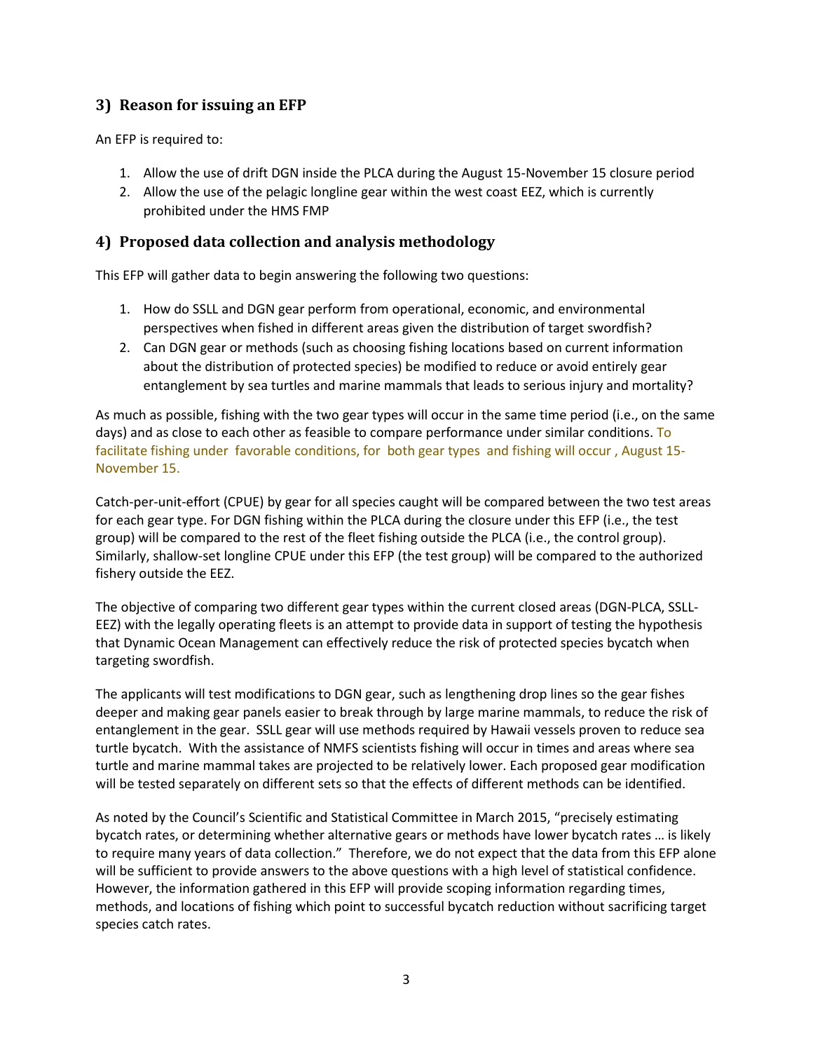## 3) Reason for issuing an EFP

An EFP is required to:

1. Allow the use of drift DGN inside the PLCA during the August 15-November 15 closure period
2. Allow the use of the pelagic longline gear within the west coast EEZ, which is currently prohibited under the HMS FMP

## 4) Proposed data collection and analysis methodology

This EFP will gather data to begin answering the following two questions:

1. How do SSLL and DGN gear perform from operational, economic, and environmental perspectives when fished in different areas given the distribution of target swordfish?
2. Can DGN gear or methods (such as choosing fishing locations based on current information about the distribution of protected species) be modified to reduce or avoid entirely gear entanglement by sea turtles and marine mammals that leads to serious injury and mortality?

As much as possible, fishing with the two gear types will occur in the same time period (i.e., on the same days) and as close to each other as feasible to compare performance under similar conditions. To facilitate fishing under favorable conditions, for both gear types and fishing will occur , August 15-November 15.

Catch-per-unit-effort (CPUE) by gear for all species caught will be compared between the two test areas for each gear type. For DGN fishing within the PLCA during the closure under this EFP (i.e., the test group) will be compared to the rest of the fleet fishing outside the PLCA (i.e., the control group). Similarly, shallow-set longline CPUE under this EFP (the test group) will be compared to the authorized fishery outside the EEZ.

The objective of comparing two different gear types within the current closed areas (DGN-PLCA, SSLL-EEZ) with the legally operating fleets is an attempt to provide data in support of testing the hypothesis that Dynamic Ocean Management can effectively reduce the risk of protected species bycatch when targeting swordfish.

The applicants will test modifications to DGN gear, such as lengthening drop lines so the gear fishes deeper and making gear panels easier to break through by large marine mammals, to reduce the risk of entanglement in the gear. SSLL gear will use methods required by Hawaii vessels proven to reduce sea turtle bycatch. With the assistance of NMFS scientists fishing will occur in times and areas where sea turtle and marine mammal takes are projected to be relatively lower. Each proposed gear modification will be tested separately on different sets so that the effects of different methods can be identified.

As noted by the Council's Scientific and Statistical Committee in March 2015, "precisely estimating bycatch rates, or determining whether alternative gears or methods have lower bycatch rates … is likely to require many years of data collection." Therefore, we do not expect that the data from this EFP alone will be sufficient to provide answers to the above questions with a high level of statistical confidence. However, the information gathered in this EFP will provide scoping information regarding times, methods, and locations of fishing which point to successful bycatch reduction without sacrificing target species catch rates.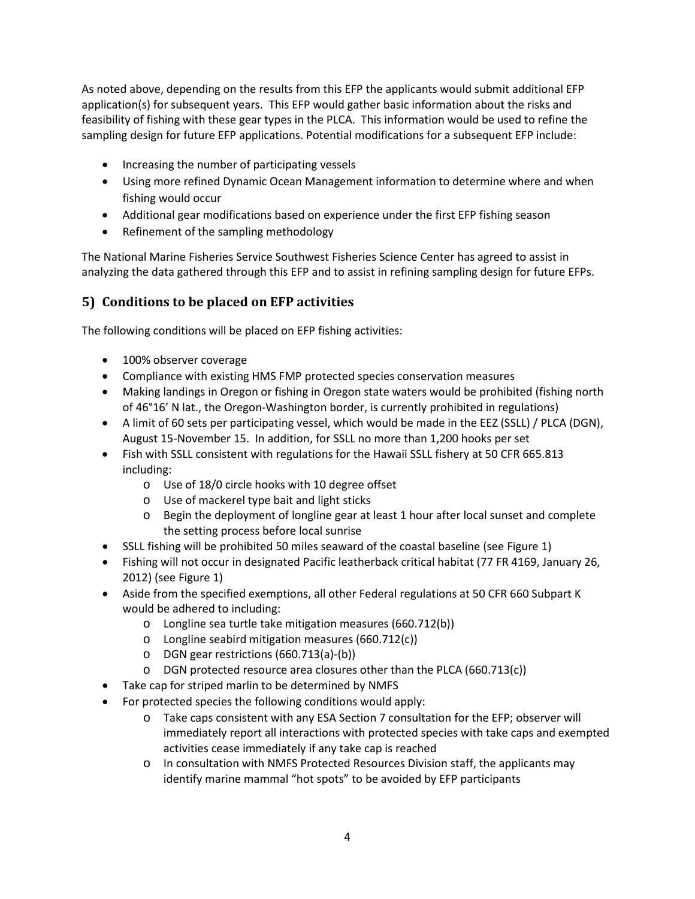As noted above, depending on the results from this EFP the applicants would submit additional EFP application(s) for subsequent years. This EFP would gather basic information about the risks and feasibility of fishing with these gear types in the PLCA. This information would be used to refine the sampling design for future EFP applications. Potential modifications for a subsequent EFP include:

- Increasing the number of participating vessels
- Using more refined Dynamic Ocean Management information to determine where and when fishing would occur
- Additional gear modifications based on experience under the first EFP fishing season
- Refinement of the sampling methodology

The National Marine Fisheries Service Southwest Fisheries Science Center has agreed to assist in analyzing the data gathered through this EFP and to assist in refining sampling design for future EFPs.

## 5) Conditions to be placed on EFP activities

The following conditions will be placed on EFP fishing activities:

- 100% observer coverage
- Compliance with existing HMS FMP protected species conservation measures
- Making landings in Oregon or fishing in Oregon state waters would be prohibited (fishing north of 46°16' N lat., the Oregon-Washington border, is currently prohibited in regulations)
- A limit of 60 sets per participating vessel, which would be made in the EEZ (SSLL) / PLCA (DGN), August 15-November 15. In addition, for SSLL no more than 1,200 hooks per set
- Fish with SSLL consistent with regulations for the Hawaii SSLL fishery at 50 CFR 665.813 including:
  - Use of 18/0 circle hooks with 10 degree offset
  - Use of mackerel type bait and light sticks
  - Begin the deployment of longline gear at least 1 hour after local sunset and complete the setting process before local sunrise
- SSLL fishing will be prohibited 50 miles seaward of the coastal baseline (see Figure 1)
- Fishing will not occur in designated Pacific leatherback critical habitat (77 FR 4169, January 26, 2012) (see Figure 1)
- Aside from the specified exemptions, all other Federal regulations at 50 CFR 660 Subpart K would be adhered to including:
  - Longline sea turtle take mitigation measures (660.712(b))
  - Longline seabird mitigation measures (660.712(c))
  - DGN gear restrictions (660.713(a)-(b))
  - DGN protected resource area closures other than the PLCA (660.713(c))
- Take cap for striped marlin to be determined by NMFS
- For protected species the following conditions would apply:
  - Take caps consistent with any ESA Section 7 consultation for the EFP; observer will immediately report all interactions with protected species with take caps and exempted activities cease immediately if any take cap is reached
  - In consultation with NMFS Protected Resources Division staff, the applicants may identify marine mammal "hot spots" to be avoided by EFP participants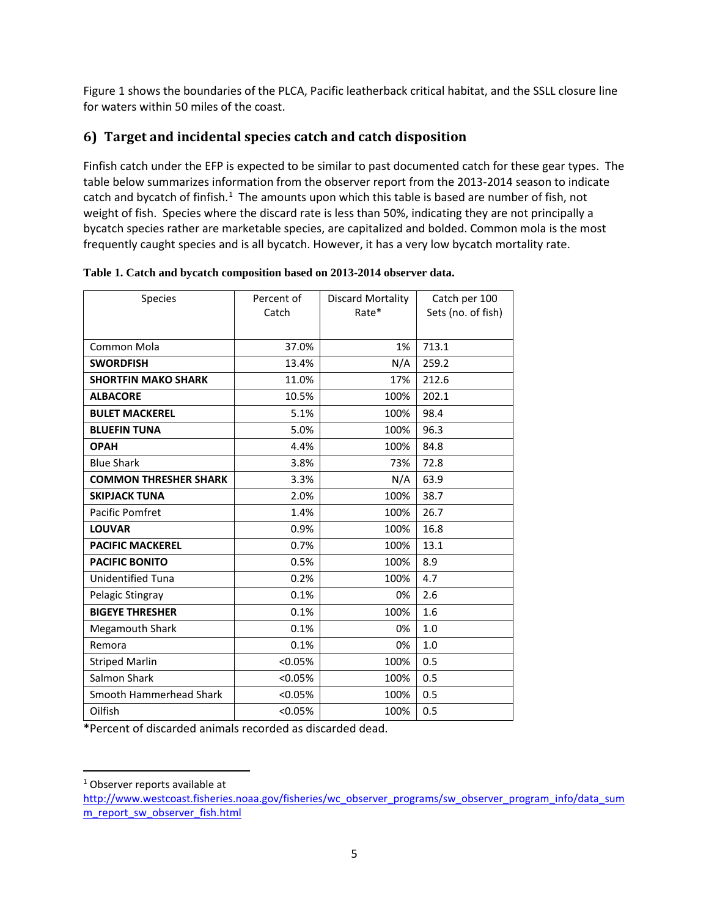Figure 1 shows the boundaries of the PLCA, Pacific leatherback critical habitat, and the SSLL closure line for waters within 50 miles of the coast.

## 6) Target and incidental species catch and catch disposition

Finfish catch under the EFP is expected to be similar to past documented catch for these gear types. The table below summarizes information from the observer report from the 2013-2014 season to indicate catch and bycatch of finfish.[1] The amounts upon which this table is based are number of fish, not weight of fish. Species where the discard rate is less than 50%, indicating they are not principally a bycatch species rather are marketable species, are capitalized and bolded. Common mola is the most frequently caught species and is all bycatch. However, it has a very low bycatch mortality rate.

**Table 1. Catch and bycatch composition based on 2013-2014 observer data.**

| Species | Percent of Catch | Discard Mortality Rate* | Catch per 100 Sets (no. of fish) |
|---|---|---|---|
| Common Mola | 37.0% | 1% | 713.1 |
| **SWORDFISH** | 13.4% | N/A | 259.2 |
| **SHORTFIN MAKO SHARK** | 11.0% | 17% | 212.6 |
| **ALBACORE** | 10.5% | 100% | 202.1 |
| **BULET MACKEREL** | 5.1% | 100% | 98.4 |
| **BLUEFIN TUNA** | 5.0% | 100% | 96.3 |
| **OPAH** | 4.4% | 100% | 84.8 |
| Blue Shark | 3.8% | 73% | 72.8 |
| **COMMON THRESHER SHARK** | 3.3% | N/A | 63.9 |
| **SKIPJACK TUNA** | 2.0% | 100% | 38.7 |
| Pacific Pomfret | 1.4% | 100% | 26.7 |
| **LOUVAR** | 0.9% | 100% | 16.8 |
| **PACIFIC MACKEREL** | 0.7% | 100% | 13.1 |
| **PACIFIC BONITO** | 0.5% | 100% | 8.9 |
| Unidentified Tuna | 0.2% | 100% | 4.7 |
| Pelagic Stingray | 0.1% | 0% | 2.6 |
| **BIGEYE THRESHER** | 0.1% | 100% | 1.6 |
| Megamouth Shark | 0.1% | 0% | 1.0 |
| Remora | 0.1% | 0% | 1.0 |
| Striped Marlin | <0.05% | 100% | 0.5 |
| Salmon Shark | <0.05% | 100% | 0.5 |
| Smooth Hammerhead Shark | <0.05% | 100% | 0.5 |
| Oilfish | <0.05% | 100% | 0.5 |

*Percent of discarded animals recorded as discarded dead.

[1] Observer reports available at http://www.westcoast.fisheries.noaa.gov/fisheries/wc_observer_programs/sw_observer_program_info/data_summ_report_sw_observer_fish.html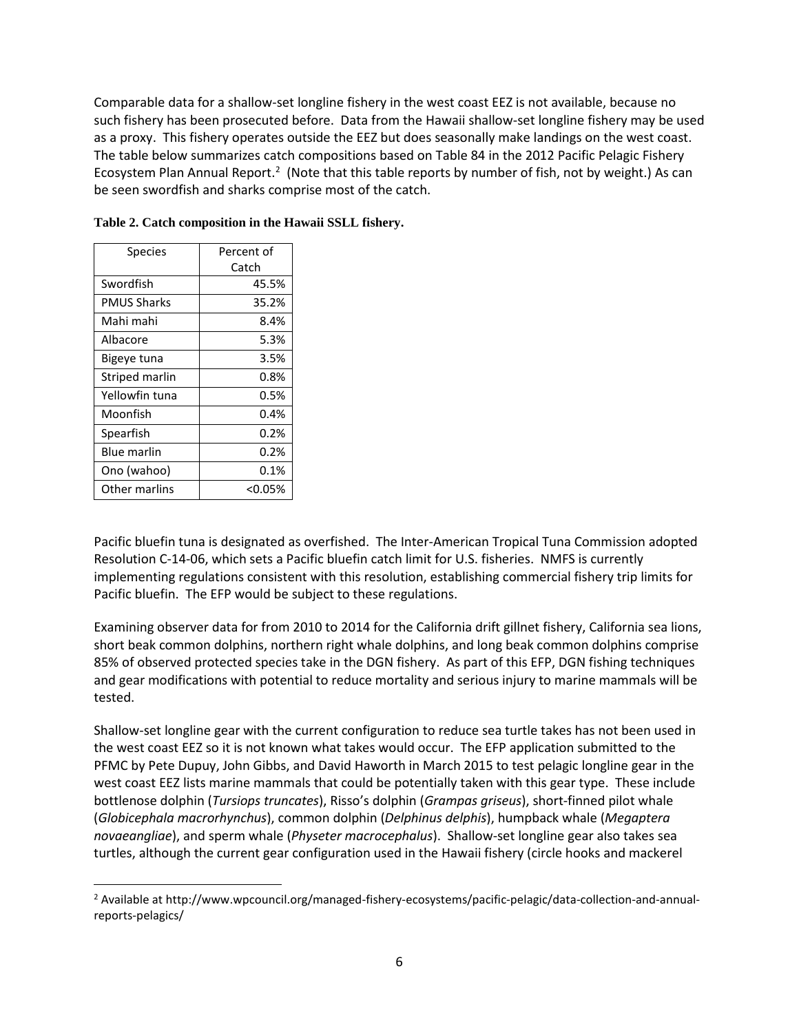Comparable data for a shallow-set longline fishery in the west coast EEZ is not available, because no such fishery has been prosecuted before. Data from the Hawaii shallow-set longline fishery may be used as a proxy. This fishery operates outside the EEZ but does seasonally make landings on the west coast. The table below summarizes catch compositions based on Table 84 in the 2012 Pacific Pelagic Fishery Ecosystem Plan Annual Report.[2] (Note that this table reports by number of fish, not by weight.) As can be seen swordfish and sharks comprise most of the catch.

**Table 2. Catch composition in the Hawaii SSLL fishery.**

| Species | Percent of Catch |
|---|---|
| Swordfish | 45.5% |
| PMUS Sharks | 35.2% |
| Mahi mahi | 8.4% |
| Albacore | 5.3% |
| Bigeye tuna | 3.5% |
| Striped marlin | 0.8% |
| Yellowfin tuna | 0.5% |
| Moonfish | 0.4% |
| Spearfish | 0.2% |
| Blue marlin | 0.2% |
| Ono (wahoo) | 0.1% |
| Other marlins | <0.05% |

Pacific bluefin tuna is designated as overfished. The Inter-American Tropical Tuna Commission adopted Resolution C-14-06, which sets a Pacific bluefin catch limit for U.S. fisheries. NMFS is currently implementing regulations consistent with this resolution, establishing commercial fishery trip limits for Pacific bluefin. The EFP would be subject to these regulations.

Examining observer data for from 2010 to 2014 for the California drift gillnet fishery, California sea lions, short beak common dolphins, northern right whale dolphins, and long beak common dolphins comprise 85% of observed protected species take in the DGN fishery. As part of this EFP, DGN fishing techniques and gear modifications with potential to reduce mortality and serious injury to marine mammals will be tested.

Shallow-set longline gear with the current configuration to reduce sea turtle takes has not been used in the west coast EEZ so it is not known what takes would occur. The EFP application submitted to the PFMC by Pete Dupuy, John Gibbs, and David Haworth in March 2015 to test pelagic longline gear in the west coast EEZ lists marine mammals that could be potentially taken with this gear type. These include bottlenose dolphin (*Tursiops truncates*), Risso's dolphin (*Grampas griseus*), short-finned pilot whale (*Globicephala macrorhynchus*), common dolphin (*Delphinus delphis*), humpback whale (*Megaptera novaeangliae*), and sperm whale (*Physeter macrocephalus*). Shallow-set longline gear also takes sea turtles, although the current gear configuration used in the Hawaii fishery (circle hooks and mackerel

[2] Available at http://www.wpcouncil.org/managed-fishery-ecosystems/pacific-pelagic/data-collection-and-annual-reports-pelagics/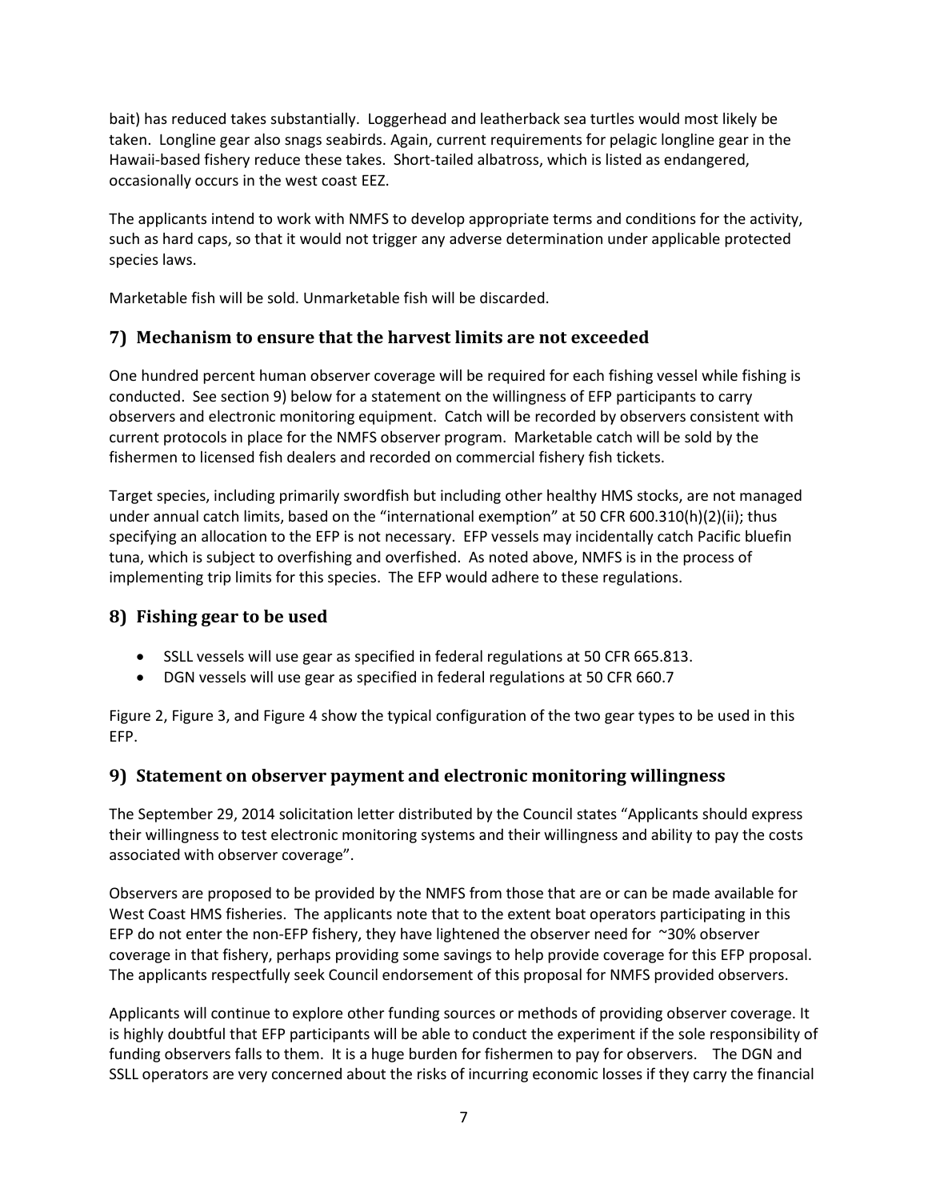bait) has reduced takes substantially. Loggerhead and leatherback sea turtles would most likely be taken. Longline gear also snags seabirds. Again, current requirements for pelagic longline gear in the Hawaii-based fishery reduce these takes. Short-tailed albatross, which is listed as endangered, occasionally occurs in the west coast EEZ.

The applicants intend to work with NMFS to develop appropriate terms and conditions for the activity, such as hard caps, so that it would not trigger any adverse determination under applicable protected species laws.

Marketable fish will be sold. Unmarketable fish will be discarded.

## 7) Mechanism to ensure that the harvest limits are not exceeded

One hundred percent human observer coverage will be required for each fishing vessel while fishing is conducted. See section 9) below for a statement on the willingness of EFP participants to carry observers and electronic monitoring equipment. Catch will be recorded by observers consistent with current protocols in place for the NMFS observer program. Marketable catch will be sold by the fishermen to licensed fish dealers and recorded on commercial fishery fish tickets.

Target species, including primarily swordfish but including other healthy HMS stocks, are not managed under annual catch limits, based on the "international exemption" at 50 CFR 600.310(h)(2)(ii); thus specifying an allocation to the EFP is not necessary. EFP vessels may incidentally catch Pacific bluefin tuna, which is subject to overfishing and overfished. As noted above, NMFS is in the process of implementing trip limits for this species. The EFP would adhere to these regulations.

## 8) Fishing gear to be used

- SSLL vessels will use gear as specified in federal regulations at 50 CFR 665.813.
- DGN vessels will use gear as specified in federal regulations at 50 CFR 660.7

Figure 2, Figure 3, and Figure 4 show the typical configuration of the two gear types to be used in this EFP.

## 9) Statement on observer payment and electronic monitoring willingness

The September 29, 2014 solicitation letter distributed by the Council states "Applicants should express their willingness to test electronic monitoring systems and their willingness and ability to pay the costs associated with observer coverage".

Observers are proposed to be provided by the NMFS from those that are or can be made available for West Coast HMS fisheries. The applicants note that to the extent boat operators participating in this EFP do not enter the non-EFP fishery, they have lightened the observer need for ~30% observer coverage in that fishery, perhaps providing some savings to help provide coverage for this EFP proposal. The applicants respectfully seek Council endorsement of this proposal for NMFS provided observers.

Applicants will continue to explore other funding sources or methods of providing observer coverage. It is highly doubtful that EFP participants will be able to conduct the experiment if the sole responsibility of funding observers falls to them. It is a huge burden for fishermen to pay for observers. The DGN and SSLL operators are very concerned about the risks of incurring economic losses if they carry the financial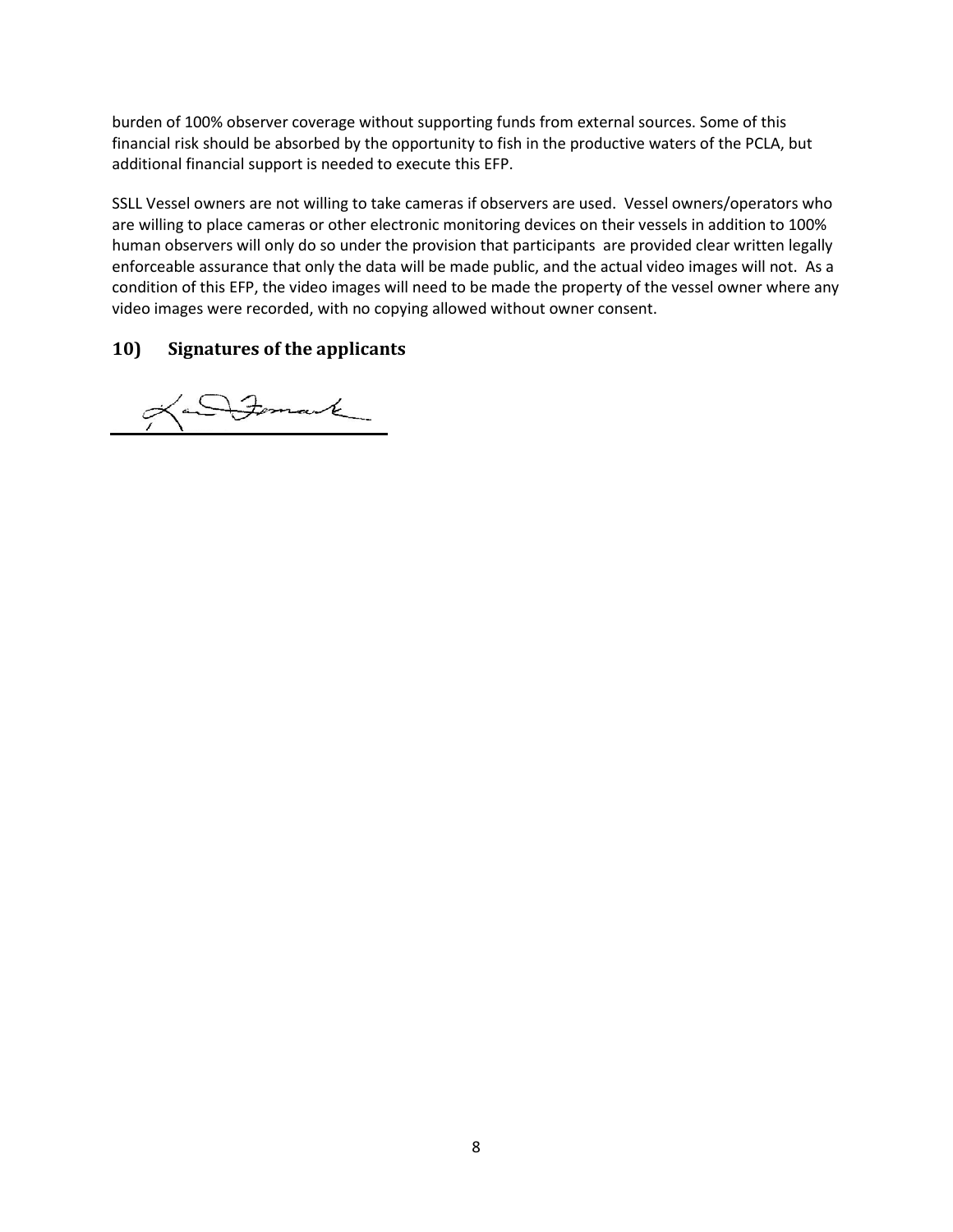burden of 100% observer coverage without supporting funds from external sources. Some of this financial risk should be absorbed by the opportunity to fish in the productive waters of the PCLA, but additional financial support is needed to execute this EFP.

SSLL Vessel owners are not willing to take cameras if observers are used. Vessel owners/operators who are willing to place cameras or other electronic monitoring devices on their vessels in addition to 100% human observers will only do so under the provision that participants are provided clear written legally enforceable assurance that only the data will be made public, and the actual video images will not. As a condition of this EFP, the video images will need to be made the property of the vessel owner where any video images were recorded, with no copying allowed without owner consent.

## 10) Signatures of the applicants

_______________________________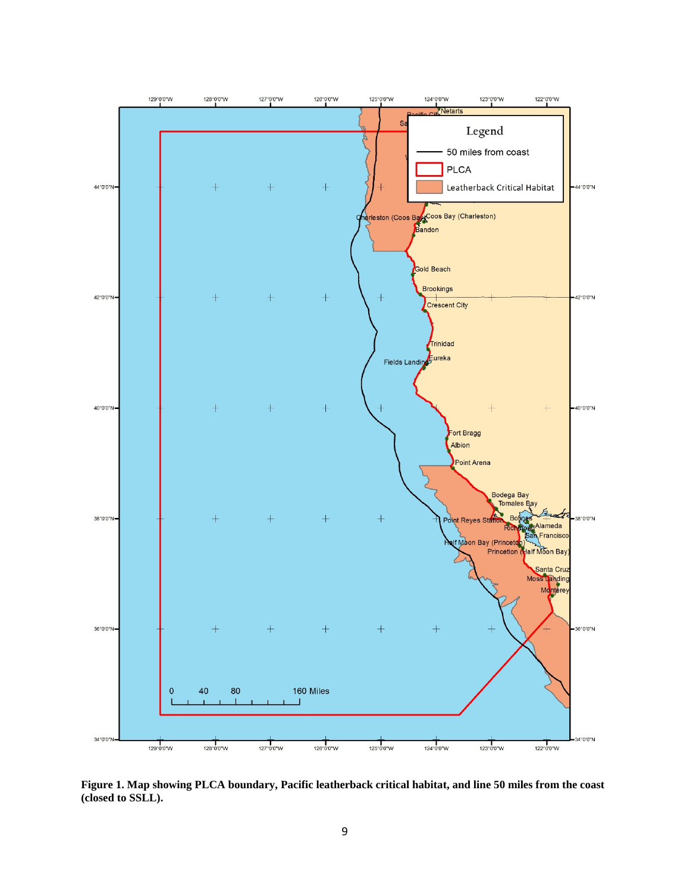**Figure 1. Map showing PLCA boundary, Pacific leatherback critical habitat, and line 50 miles from the coast (closed to SSLL).**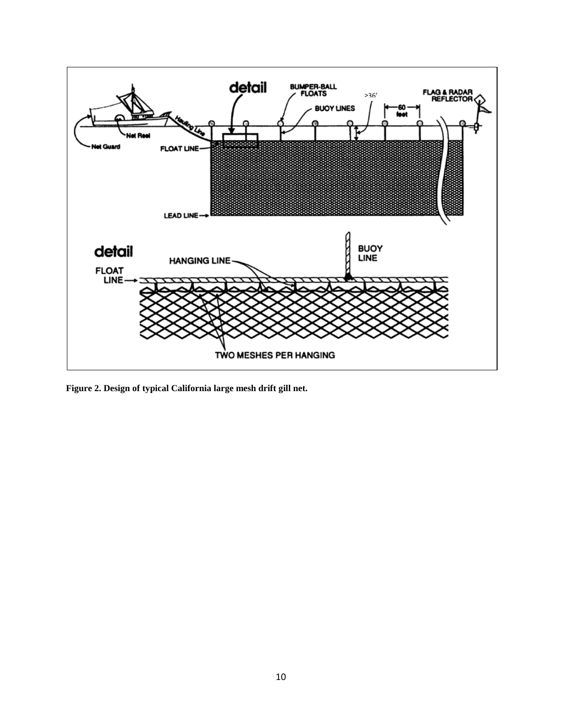**Figure 2. Design of typical California large mesh drift gill net.**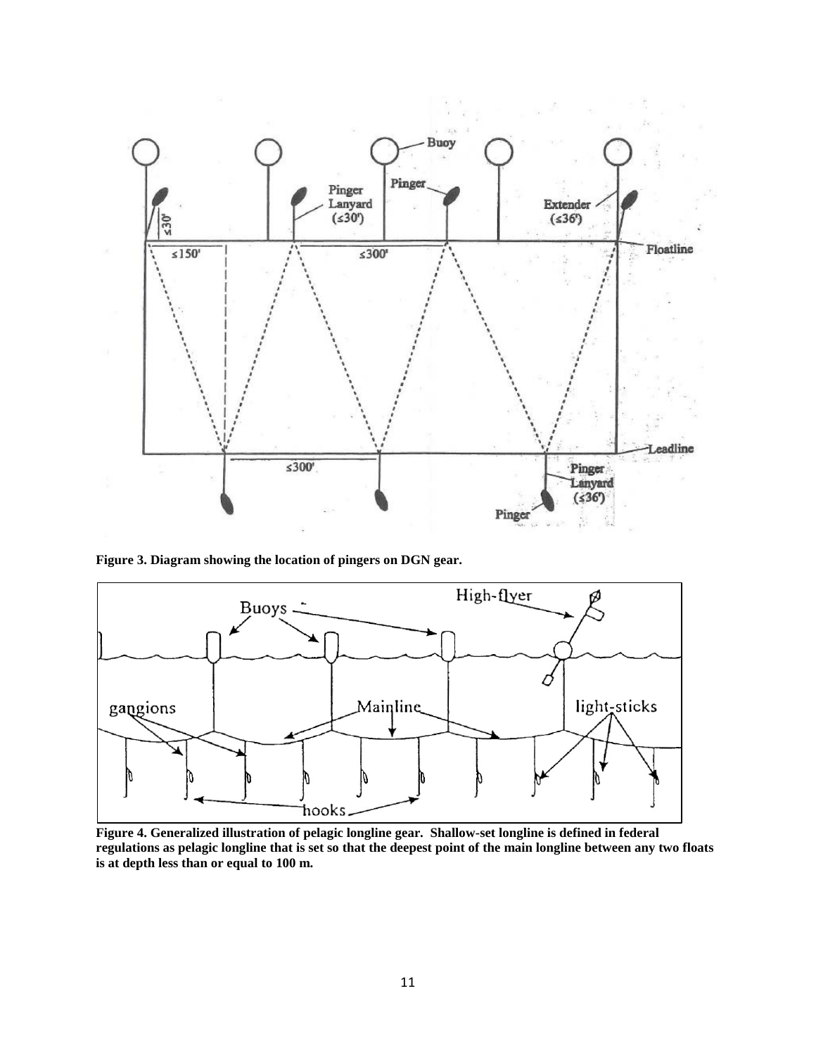Buoy

Pinger

Pinger Lanyard (≤30')

Extender (≤36')

≤30'

≤150'

≤300'

Floatline

Leadline

≤300'

Pinger Lanyard (≤36')

Pinger

**Figure 3. Diagram showing the location of pingers on DGN gear.**

Buoys

High-flyer

gangions

Mainline

light-sticks

hooks

**Figure 4. Generalized illustration of pelagic longline gear. Shallow-set longline is defined in federal regulations as pelagic longline that is set so that the deepest point of the main longline between any two floats is at depth less than or equal to 100 m.**